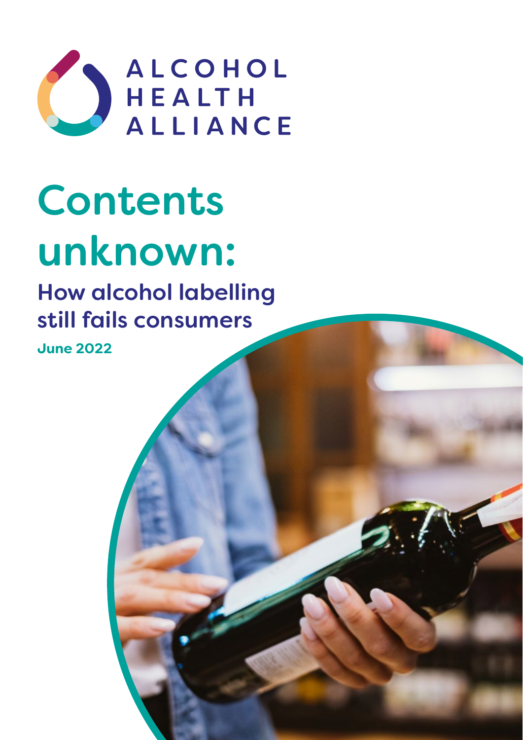ALCOHOL HEALTH ALLIANCE

# Contents unknown:

## How alcohol labelling still fails consumers

**June 2022**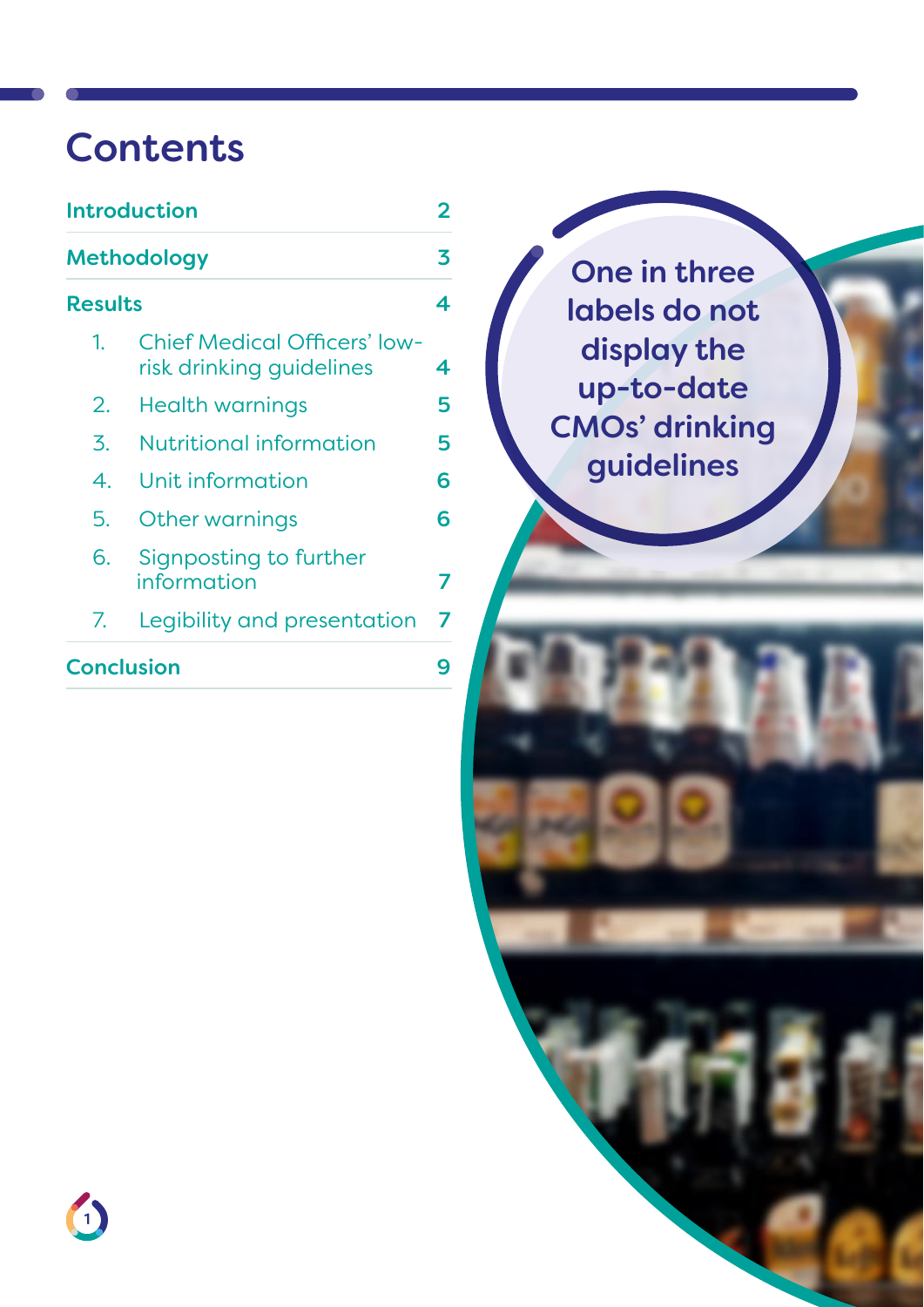# Contents

| | |
|---|---|
| **Introduction** | 2 |
| **Methodology** | 3 |
| **Results** | 4 |
| 1. Chief Medical Officers' low-risk drinking guidelines | 4 |
| 2. Health warnings | 5 |
| 3. Nutritional information | 5 |
| 4. Unit information | 6 |
| 5. Other warnings | 6 |
| 6. Signposting to further information | 7 |
| 7. Legibility and presentation | 7 |
| **Conclusion** | 9 |

**One in three labels do not display the up-to-date CMOs' drinking guidelines**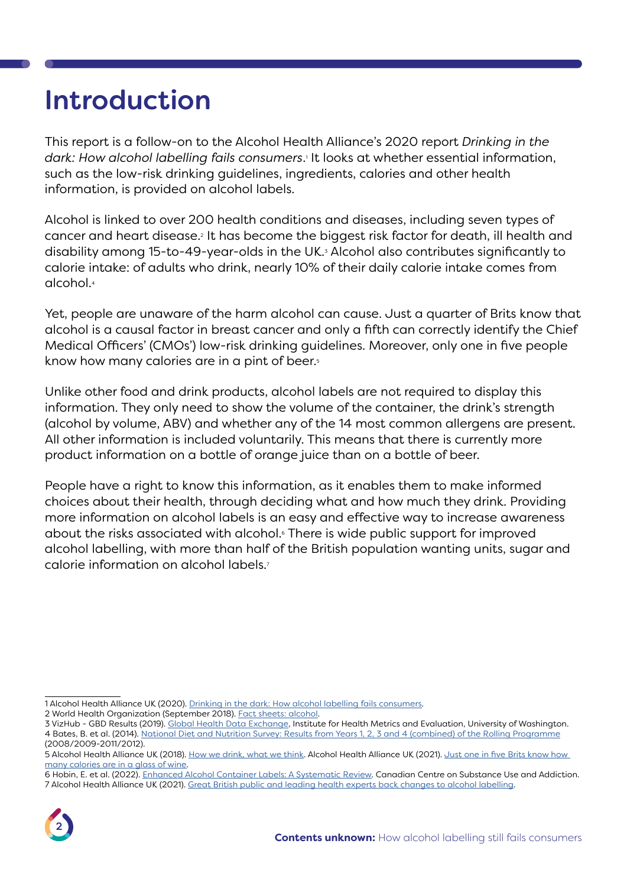# Introduction

This report is a follow-on to the Alcohol Health Alliance's 2020 report *Drinking in the dark: How alcohol labelling fails consumers*.[1] It looks at whether essential information, such as the low-risk drinking guidelines, ingredients, calories and other health information, is provided on alcohol labels.

Alcohol is linked to over 200 health conditions and diseases, including seven types of cancer and heart disease.[2] It has become the biggest risk factor for death, ill health and disability among 15-to-49-year-olds in the UK.[3] Alcohol also contributes significantly to calorie intake: of adults who drink, nearly 10% of their daily calorie intake comes from alcohol.[4]

Yet, people are unaware of the harm alcohol can cause. Just a quarter of Brits know that alcohol is a causal factor in breast cancer and only a fifth can correctly identify the Chief Medical Officers' (CMOs') low-risk drinking guidelines. Moreover, only one in five people know how many calories are in a pint of beer.[5]

Unlike other food and drink products, alcohol labels are not required to display this information. They only need to show the volume of the container, the drink's strength (alcohol by volume, ABV) and whether any of the 14 most common allergens are present. All other information is included voluntarily. This means that there is currently more product information on a bottle of orange juice than on a bottle of beer.

People have a right to know this information, as it enables them to make informed choices about their health, through deciding what and how much they drink. Providing more information on alcohol labels is an easy and effective way to increase awareness about the risks associated with alcohol.[6] There is wide public support for improved alcohol labelling, with more than half of the British population wanting units, sugar and calorie information on alcohol labels.[7]

---

1 Alcohol Health Alliance UK (2020). Drinking in the dark: How alcohol labelling fails consumers.
2 World Health Organization (September 2018). Fact sheets: alcohol.
3 VizHub - GBD Results (2019). Global Health Data Exchange, Institute for Health Metrics and Evaluation, University of Washington.
4 Bates, B. et al. (2014). National Diet and Nutrition Survey: Results from Years 1, 2, 3 and 4 (combined) of the Rolling Programme (2008/2009-2011/2012).
5 Alcohol Health Alliance UK (2018). How we drink, what we think. Alcohol Health Alliance UK (2021). Just one in five Brits know how many calories are in a glass of wine.
6 Hobin, E. et al. (2022). Enhanced Alcohol Container Labels: A Systematic Review. Canadian Centre on Substance Use and Addiction.
7 Alcohol Health Alliance UK (2021). Great British public and leading health experts back changes to alcohol labelling.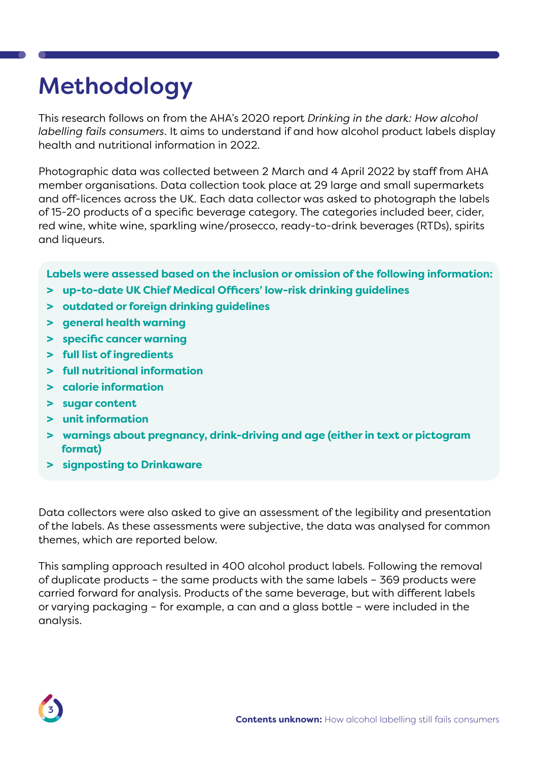# Methodology

This research follows on from the AHA's 2020 report *Drinking in the dark: How alcohol labelling fails consumers*. It aims to understand if and how alcohol product labels display health and nutritional information in 2022.

Photographic data was collected between 2 March and 4 April 2022 by staff from AHA member organisations. Data collection took place at 29 large and small supermarkets and off-licences across the UK. Each data collector was asked to photograph the labels of 15-20 products of a specific beverage category. The categories included beer, cider, red wine, white wine, sparkling wine/prosecco, ready-to-drink beverages (RTDs), spirits and liqueurs.

**Labels were assessed based on the inclusion or omission of the following information:**

- **up-to-date UK Chief Medical Officers' low-risk drinking guidelines**
- **outdated or foreign drinking guidelines**
- **general health warning**
- **specific cancer warning**
- **full list of ingredients**
- **full nutritional information**
- **calorie information**
- **sugar content**
- **unit information**
- **warnings about pregnancy, drink-driving and age (either in text or pictogram format)**
- **signposting to Drinkaware**

Data collectors were also asked to give an assessment of the legibility and presentation of the labels. As these assessments were subjective, the data was analysed for common themes, which are reported below.

This sampling approach resulted in 400 alcohol product labels. Following the removal of duplicate products – the same products with the same labels – 369 products were carried forward for analysis. Products of the same beverage, but with different labels or varying packaging – for example, a can and a glass bottle – were included in the analysis.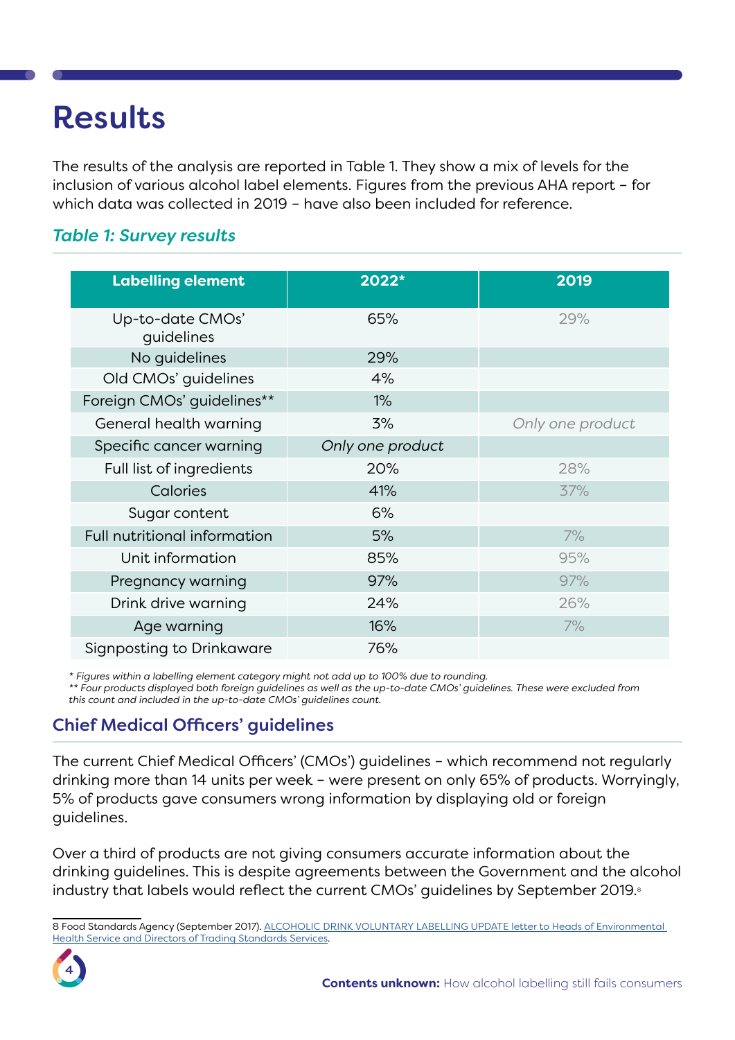# Results

The results of the analysis are reported in Table 1. They show a mix of levels for the inclusion of various alcohol label elements. Figures from the previous AHA report – for which data was collected in 2019 – have also been included for reference.

### *Table 1: Survey results*

| Labelling element | 2022* | 2019 |
|---|---|---|
| Up-to-date CMOs' guidelines | 65% | 29% |
| No guidelines | 29% | |
| Old CMOs' guidelines | 4% | |
| Foreign CMOs' guidelines** | 1% | |
| General health warning | 3% | *Only one product* |
| Specific cancer warning | *Only one product* | |
| Full list of ingredients | 20% | 28% |
| Calories | 41% | 37% |
| Sugar content | 6% | |
| Full nutritional information | 5% | 7% |
| Unit information | 85% | 95% |
| Pregnancy warning | 97% | 97% |
| Drink drive warning | 24% | 26% |
| Age warning | 16% | 7% |
| Signposting to Drinkaware | 76% | |

*\* Figures within a labelling element category might not add up to 100% due to rounding.*
*\*\* Four products displayed both foreign guidelines as well as the up-to-date CMOs' guidelines. These were excluded from this count and included in the up-to-date CMOs' guidelines count.*

## Chief Medical Officers' guidelines

The current Chief Medical Officers' (CMOs') guidelines – which recommend not regularly drinking more than 14 units per week – were present on only 65% of products. Worryingly, 5% of products gave consumers wrong information by displaying old or foreign guidelines.

Over a third of products are not giving consumers accurate information about the drinking guidelines. This is despite agreements between the Government and the alcohol industry that labels would reflect the current CMOs' guidelines by September 2019.[8]

8 Food Standards Agency (September 2017). ALCOHOLIC DRINK VOLUNTARY LABELLING UPDATE letter to Heads of Environmental Health Service and Directors of Trading Standards Services.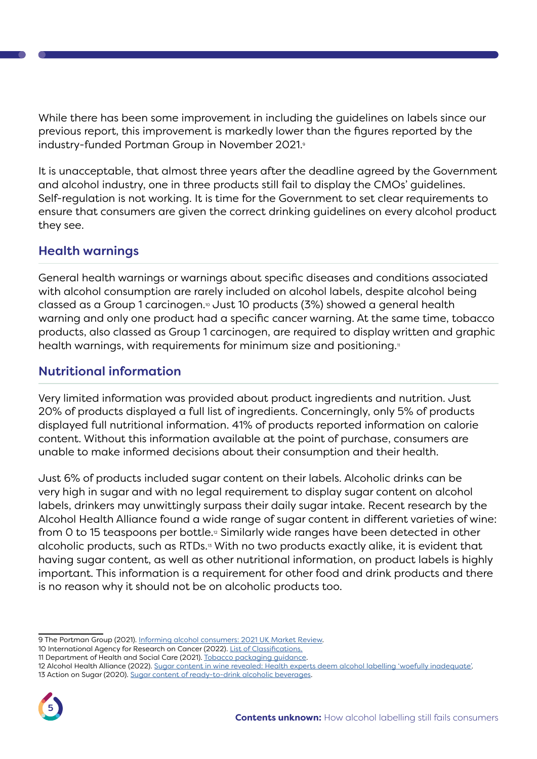While there has been some improvement in including the guidelines on labels since our previous report, this improvement is markedly lower than the figures reported by the industry-funded Portman Group in November 2021.[9]

It is unacceptable, that almost three years after the deadline agreed by the Government and alcohol industry, one in three products still fail to display the CMOs' guidelines. Self-regulation is not working. It is time for the Government to set clear requirements to ensure that consumers are given the correct drinking guidelines on every alcohol product they see.

## Health warnings

General health warnings or warnings about specific diseases and conditions associated with alcohol consumption are rarely included on alcohol labels, despite alcohol being classed as a Group 1 carcinogen.[10] Just 10 products (3%) showed a general health warning and only one product had a specific cancer warning. At the same time, tobacco products, also classed as Group 1 carcinogen, are required to display written and graphic health warnings, with requirements for minimum size and positioning.[11]

## Nutritional information

Very limited information was provided about product ingredients and nutrition. Just 20% of products displayed a full list of ingredients. Concerningly, only 5% of products displayed full nutritional information. 41% of products reported information on calorie content. Without this information available at the point of purchase, consumers are unable to make informed decisions about their consumption and their health.

Just 6% of products included sugar content on their labels. Alcoholic drinks can be very high in sugar and with no legal requirement to display sugar content on alcohol labels, drinkers may unwittingly surpass their daily sugar intake. Recent research by the Alcohol Health Alliance found a wide range of sugar content in different varieties of wine: from 0 to 15 teaspoons per bottle.[12] Similarly wide ranges have been detected in other alcoholic products, such as RTDs.[13] With no two products exactly alike, it is evident that having sugar content, as well as other nutritional information, on product labels is highly important. This information is a requirement for other food and drink products and there is no reason why it should not be on alcoholic products too.

---

9 The Portman Group (2021). Informing alcohol consumers: 2021 UK Market Review.

10 International Agency for Research on Cancer (2022). List of Classifications.

11 Department of Health and Social Care (2021). Tobacco packaging guidance.

12 Alcohol Health Alliance (2022). Sugar content in wine revealed: Health experts deem alcohol labelling 'woefully inadequate'.

13 Action on Sugar (2020). Sugar content of ready-to-drink alcoholic beverages.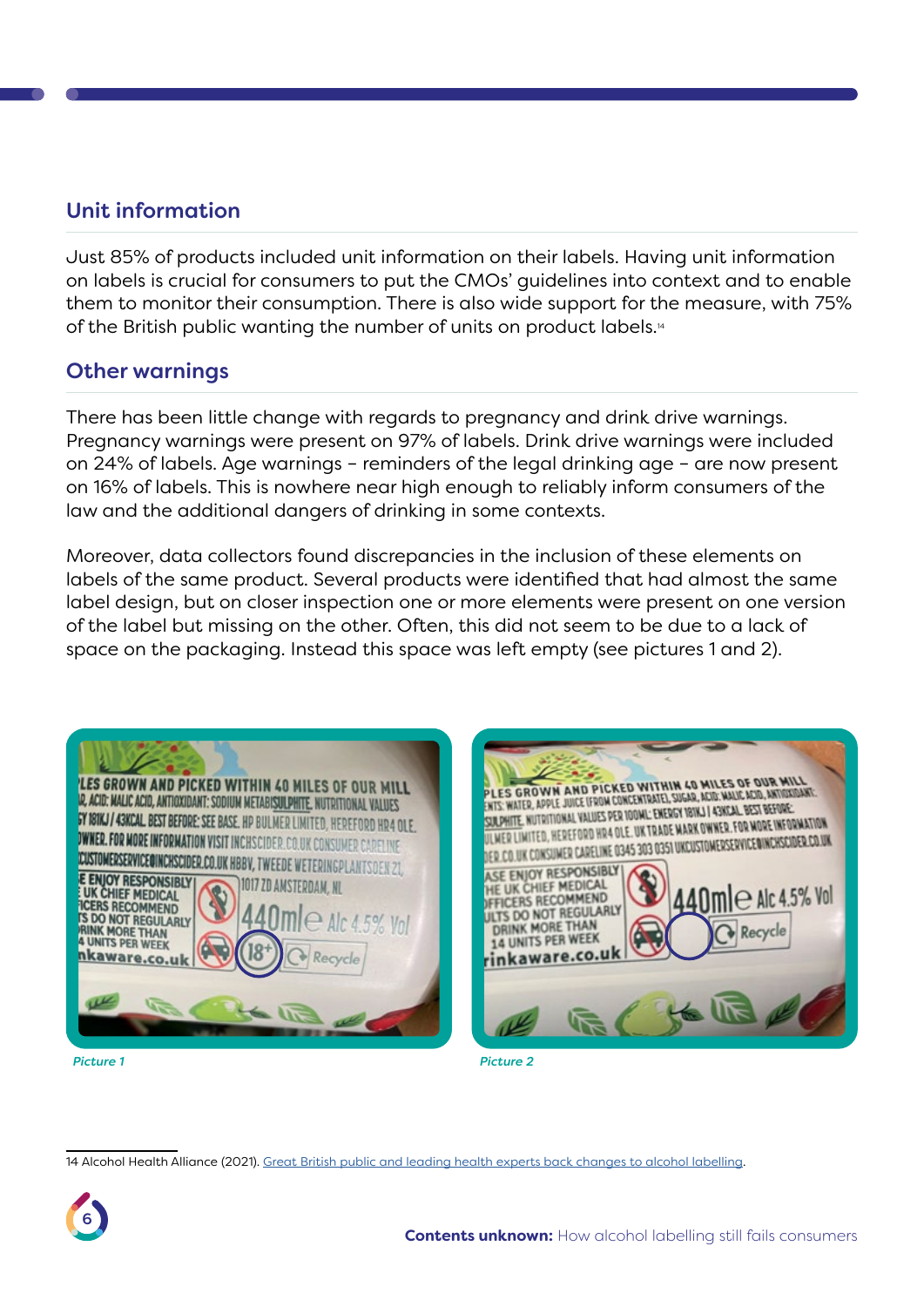## Unit information

Just 85% of products included unit information on their labels. Having unit information on labels is crucial for consumers to put the CMOs' guidelines into context and to enable them to monitor their consumption. There is also wide support for the measure, with 75% of the British public wanting the number of units on product labels.[14]

## Other warnings

There has been little change with regards to pregnancy and drink drive warnings. Pregnancy warnings were present on 97% of labels. Drink drive warnings were included on 24% of labels. Age warnings – reminders of the legal drinking age – are now present on 16% of labels. This is nowhere near high enough to reliably inform consumers of the law and the additional dangers of drinking in some contexts.

Moreover, data collectors found discrepancies in the inclusion of these elements on labels of the same product. Several products were identified that had almost the same label design, but on closer inspection one or more elements were present on one version of the label but missing on the other. Often, this did not seem to be due to a lack of space on the packaging. Instead this space was left empty (see pictures 1 and 2).

*Picture 1*

*Picture 2*

14 Alcohol Health Alliance (2021). Great British public and leading health experts back changes to alcohol labelling.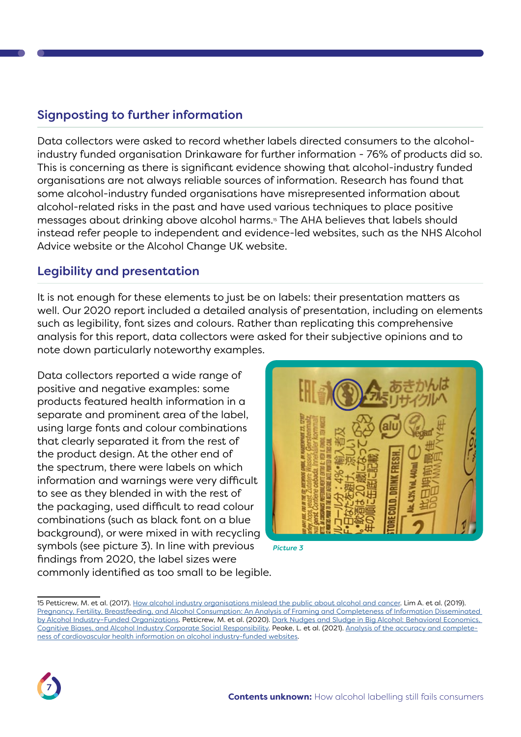## Signposting to further information

Data collectors were asked to record whether labels directed consumers to the alcohol-industry funded organisation Drinkaware for further information - 76% of products did so. This is concerning as there is significant evidence showing that alcohol-industry funded organisations are not always reliable sources of information. Research has found that some alcohol-industry funded organisations have misrepresented information about alcohol-related risks in the past and have used various techniques to place positive messages about drinking above alcohol harms.[15] The AHA believes that labels should instead refer people to independent and evidence-led websites, such as the NHS Alcohol Advice website or the Alcohol Change UK website.

## Legibility and presentation

It is not enough for these elements to just be on labels: their presentation matters as well. Our 2020 report included a detailed analysis of presentation, including on elements such as legibility, font sizes and colours. Rather than replicating this comprehensive analysis for this report, data collectors were asked for their subjective opinions and to note down particularly noteworthy examples.

Data collectors reported a wide range of positive and negative examples: some products featured health information in a separate and prominent area of the label, using large fonts and colour combinations that clearly separated it from the rest of the product design. At the other end of the spectrum, there were labels on which information and warnings were very difficult to see as they blended in with the rest of the packaging, used difficult to read colour combinations (such as black font on a blue background), or were mixed in with recycling symbols (see picture 3). In line with previous findings from 2020, the label sizes were commonly identified as too small to be legible.

*Picture 3*

15 Petticrew, M. et al. (2017). How alcohol industry organisations mislead the public about alcohol and cancer. Lim A. et al. (2019). Pregnancy, Fertility, Breastfeeding, and Alcohol Consumption: An Analysis of Framing and Completeness of Information Disseminated by Alcohol Industry–Funded Organizations. Petticrew, M. et al. (2020). Dark Nudges and Sludge in Big Alcohol: Behavioral Economics, Cognitive Biases, and Alcohol Industry Corporate Social Responsibility. Peake, L. et al. (2021). Analysis of the accuracy and completeness of cardiovascular health information on alcohol industry-funded websites.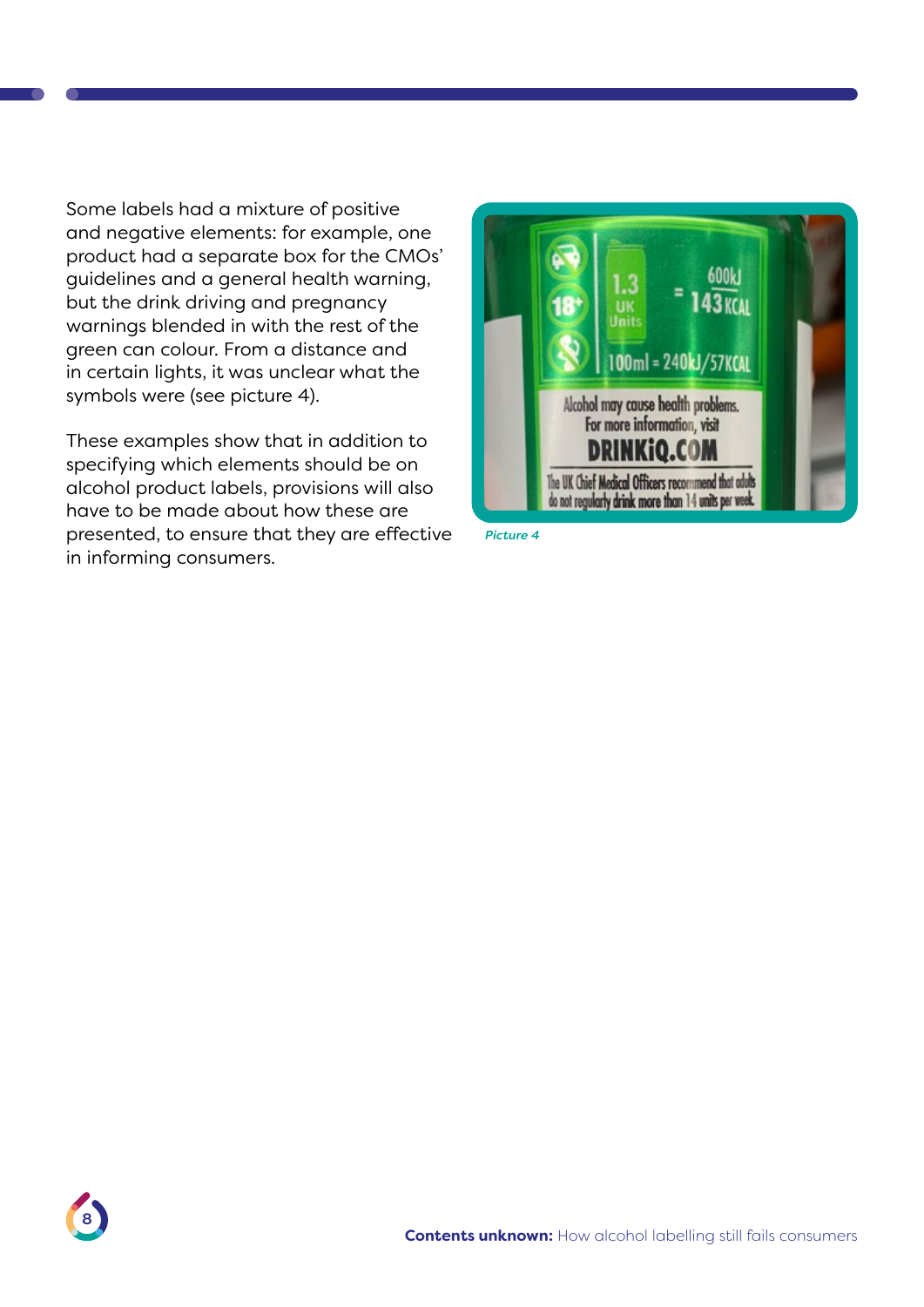Some labels had a mixture of positive and negative elements: for example, one product had a separate box for the CMOs' guidelines and a general health warning, but the drink driving and pregnancy warnings blended in with the rest of the green can colour. From a distance and in certain lights, it was unclear what the symbols were (see picture 4).

These examples show that in addition to specifying which elements should be on alcohol product labels, provisions will also have to be made about how these are presented, to ensure that they are effective in informing consumers.

*Picture 4*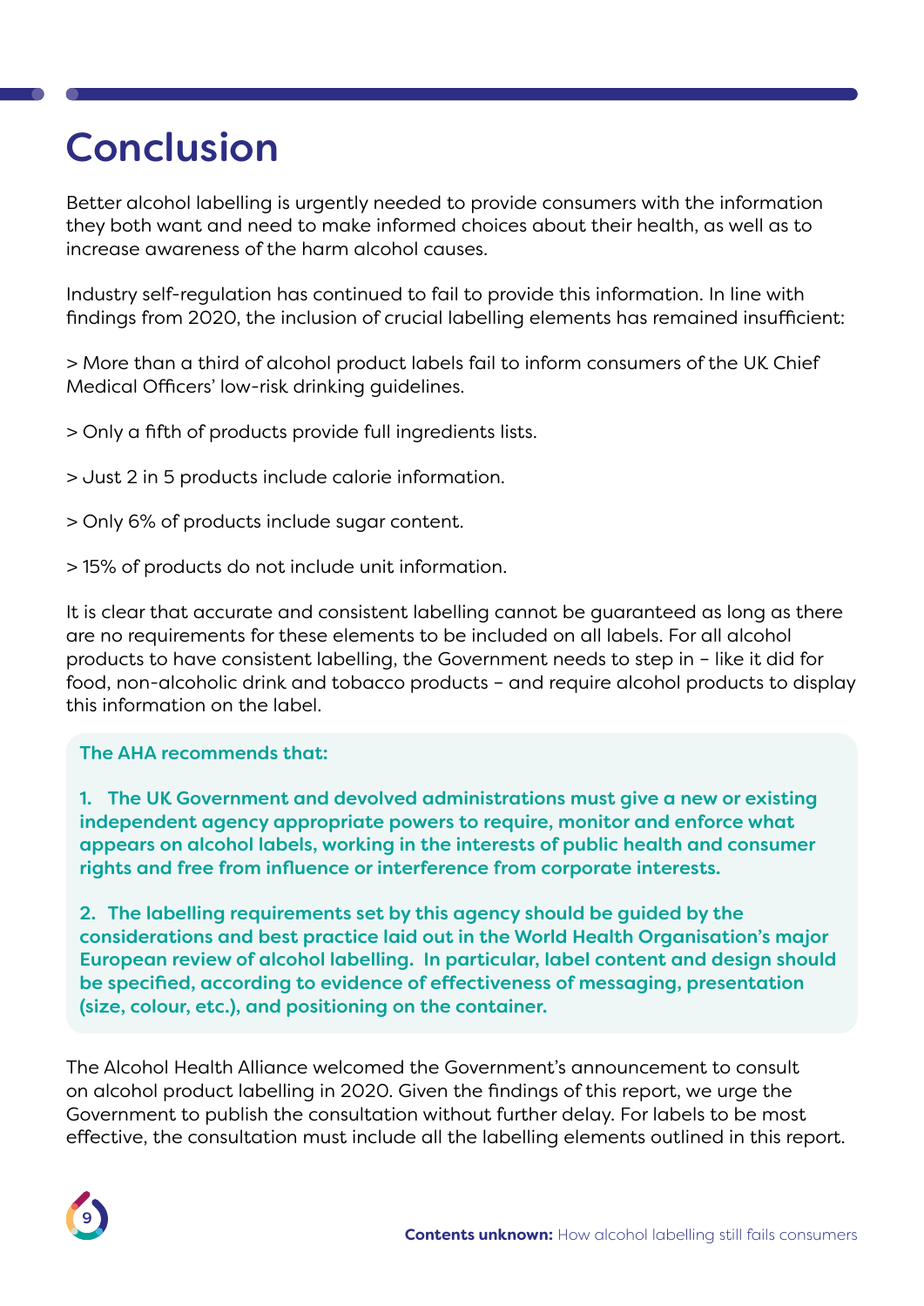# Conclusion

Better alcohol labelling is urgently needed to provide consumers with the information they both want and need to make informed choices about their health, as well as to increase awareness of the harm alcohol causes.

Industry self-regulation has continued to fail to provide this information. In line with findings from 2020, the inclusion of crucial labelling elements has remained insufficient:

> More than a third of alcohol product labels fail to inform consumers of the UK Chief Medical Officers' low-risk drinking guidelines.

> Only a fifth of products provide full ingredients lists.

> Just 2 in 5 products include calorie information.

> Only 6% of products include sugar content.

> 15% of products do not include unit information.

It is clear that accurate and consistent labelling cannot be guaranteed as long as there are no requirements for these elements to be included on all labels. For all alcohol products to have consistent labelling, the Government needs to step in – like it did for food, non-alcoholic drink and tobacco products – and require alcohol products to display this information on the label.

**The AHA recommends that:**

**1. The UK Government and devolved administrations must give a new or existing independent agency appropriate powers to require, monitor and enforce what appears on alcohol labels, working in the interests of public health and consumer rights and free from influence or interference from corporate interests.**

**2. The labelling requirements set by this agency should be guided by the considerations and best practice laid out in the World Health Organisation's major European review of alcohol labelling. In particular, label content and design should be specified, according to evidence of effectiveness of messaging, presentation (size, colour, etc.), and positioning on the container.**

The Alcohol Health Alliance welcomed the Government's announcement to consult on alcohol product labelling in 2020. Given the findings of this report, we urge the Government to publish the consultation without further delay. For labels to be most effective, the consultation must include all the labelling elements outlined in this report.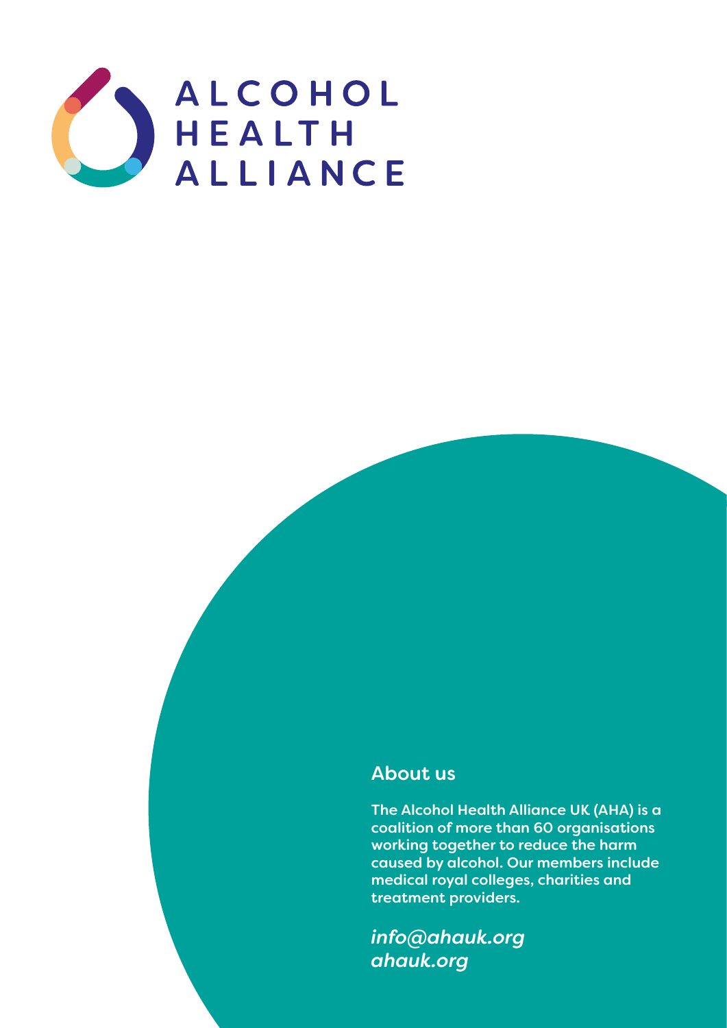ALCOHOL
HEALTH
ALLIANCE

## About us

**The Alcohol Health Alliance UK (AHA) is a coalition of more than 60 organisations working together to reduce the harm caused by alcohol. Our members include medical royal colleges, charities and treatment providers.**

*info@ahauk.org*
*ahauk.org*